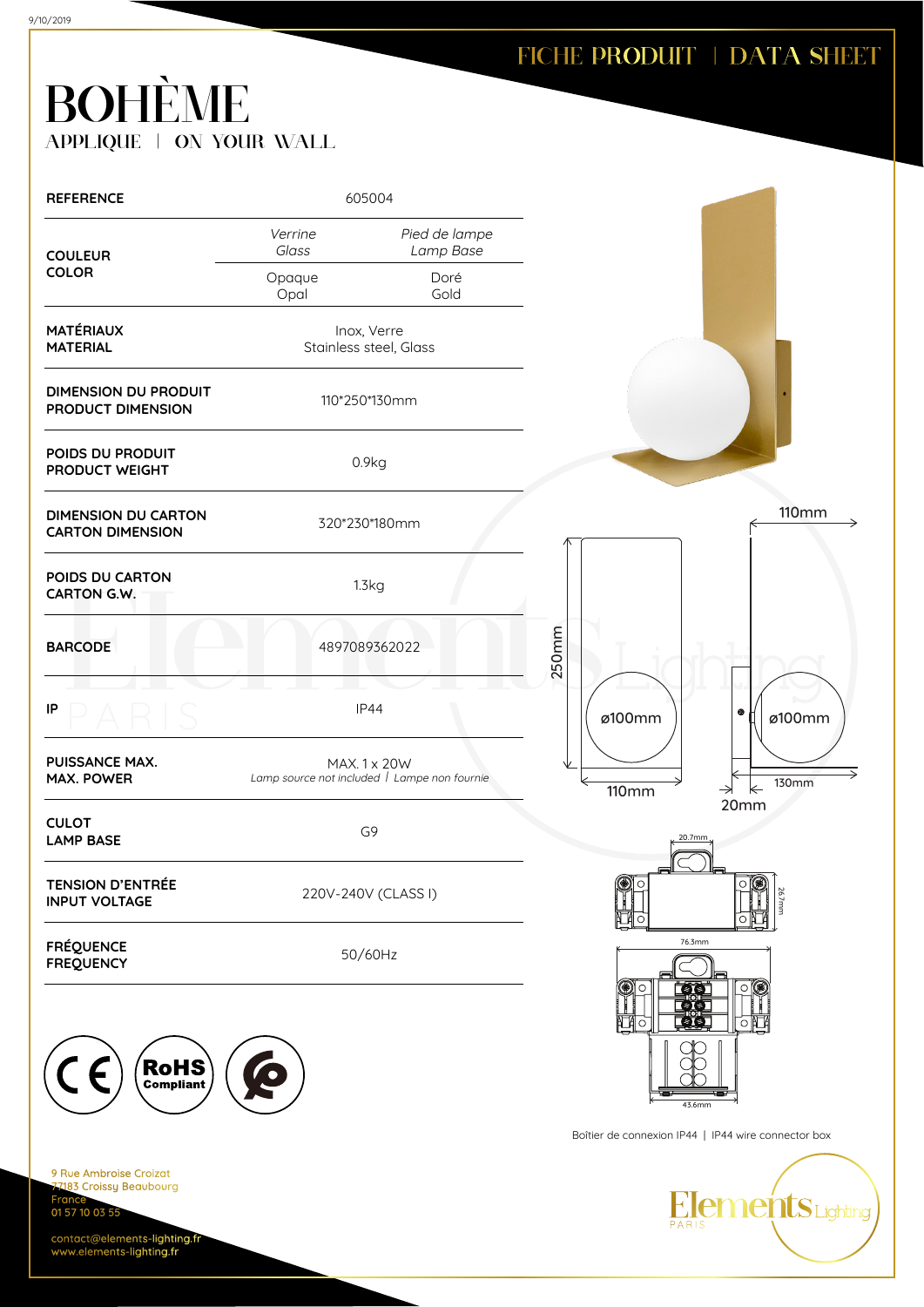9/10/2019

FICHE PRODUIT | DATA SHEET

# BOHÈME

APPLIQUE | ON YOUR WALL

| | | |
|---|---|---|
| **REFERENCE** | 605004 | |
| **COULEUR COLOR** | *Verrine Glass* | *Pied de lampe Lamp Base* |
| | Opaque Opal | Doré Gold |
| **MATÉRIAUX MATERIAL** | Inox, Verre Stainless steel, Glass | |
| **DIMENSION DU PRODUIT PRODUCT DIMENSION** | 110*250*130mm | |
| **POIDS DU PRODUIT PRODUCT WEIGHT** | 0.9kg | |
| **DIMENSION DU CARTON CARTON DIMENSION** | 320*230*180mm | |
| **POIDS DU CARTON CARTON G.W.** | 1.3kg | |
| **BARCODE** | 4897089362022 | |
| **IP** | IP44 | |
| **PUISSANCE MAX. MAX. POWER** | MAX. 1 x 20W *Lamp source not included \| Lampe non fournie* | |
| **CULOT LAMP BASE** | G9 | |
| **TENSION D'ENTRÉE INPUT VOLTAGE** | 220V-240V (CLASS I) | |
| **FRÉQUENCE FREQUENCY** | 50/60Hz | |

110mm, 250mm, ø100mm, ø100mm, 110mm, 130mm, 20mm

20.7mm, 26.7mm, 76.3mm, 43.6mm

Boîtier de connexion IP44 | IP44 wire connector box

CE | RoHS Compliant

9 Rue Ambroise Croizat
77183 Croissy Beaubourg
France
01 57 10 03 55

contact@elements-lighting.fr
www.elements-lighting.fr

Elements Lighting PARIS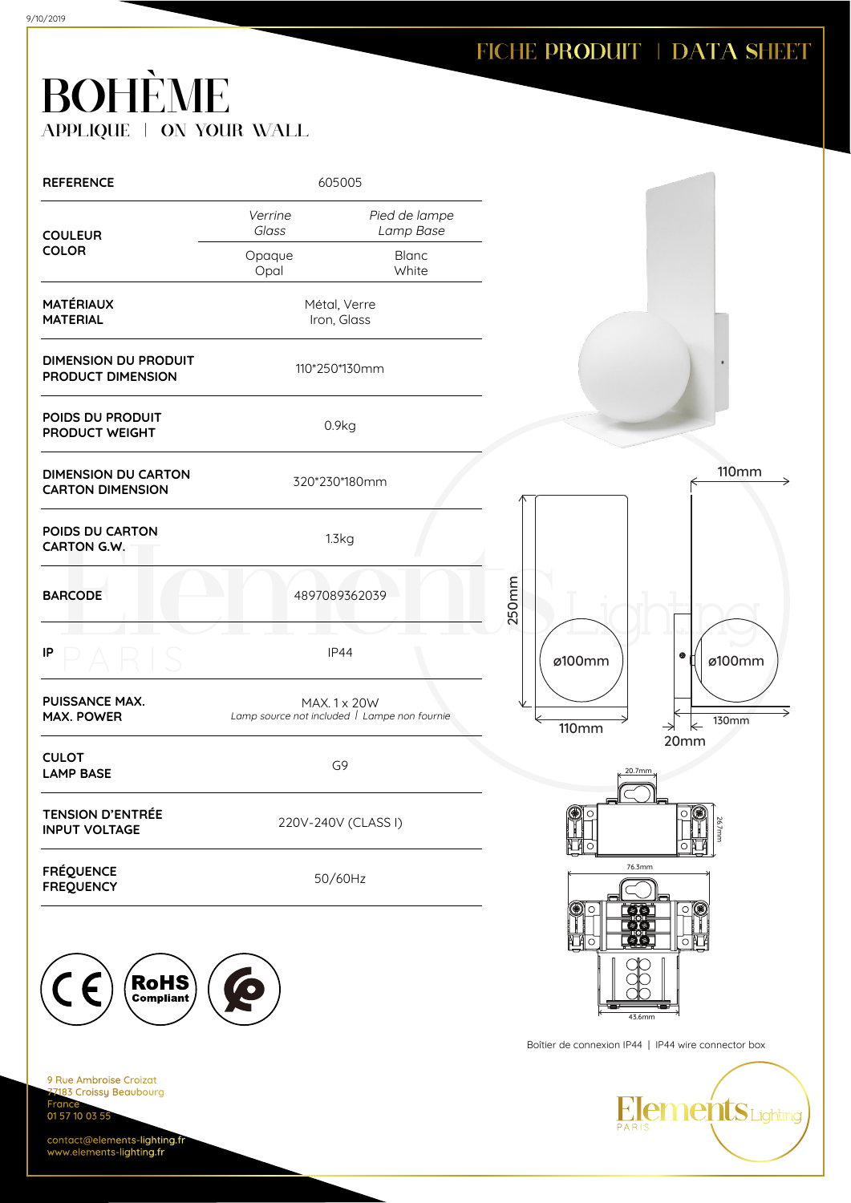FICHE PRODUIT | DATA SHEET

# BOHÈME

APPLIQUE | ON YOUR WALL

| | | |
|---|---|---|
| REFERENCE | 605005 | |
| COULEUR<br>COLOR | *Verrine*<br>*Glass* | *Pied de lampe*<br>*Lamp Base* |
| | Opaque<br>Opal | Blanc<br>White |
| MATÉRIAUX<br>MATERIAL | Métal, Verre<br>Iron, Glass | |
| DIMENSION DU PRODUIT<br>PRODUCT DIMENSION | 110*250*130mm | |
| POIDS DU PRODUIT<br>PRODUCT WEIGHT | 0.9kg | |
| DIMENSION DU CARTON<br>CARTON DIMENSION | 320*230*180mm | |
| POIDS DU CARTON<br>CARTON G.W. | 1.3kg | |
| BARCODE | 4897089362039 | |
| IP | IP44 | |
| PUISSANCE MAX.<br>MAX. POWER | MAX. 1 x 20W<br>*Lamp source not included \| Lampe non fournie* | |
| CULOT<br>LAMP BASE | G9 | |
| TENSION D'ENTRÉE<br>INPUT VOLTAGE | 220V-240V (CLASS I) | |
| FRÉQUENCE<br>FREQUENCY | 50/60Hz | |

250mm | ø100mm | 110mm | 110mm | ø100mm | 130mm | 20mm

20.7mm | 26.7mm | 76.3mm | 43.6mm

Boîtier de connexion IP44 | IP44 wire connector box

CE | RoHS Compliant

9 Rue Ambroise Croizat
77183 Croissy Beaubourg
France
01 57 10 03 55

contact@elements-lighting.fr
www.elements-lighting.fr

Elements Lighting PARIS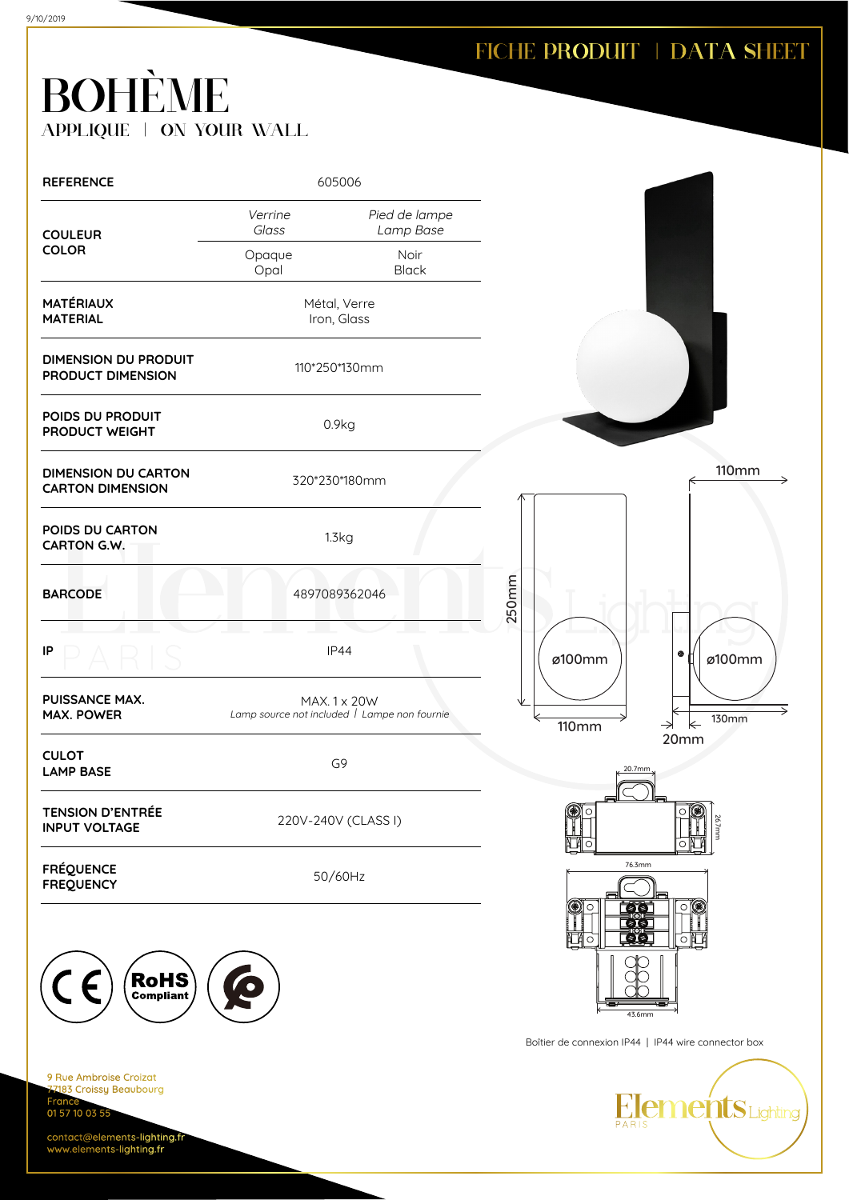9/10/2019

FICHE PRODUIT | DATA SHEET

# BOHÈME

APPLIQUE | ON YOUR WALL

| | | |
|---|---|---|
| **REFERENCE** | 605006 | |
| **COULEUR COLOR** | *Verrine Glass* | *Pied de lampe Lamp Base* |
| | Opaque Opal | Noir Black |
| **MATÉRIAUX MATERIAL** | Métal, Verre Iron, Glass | |
| **DIMENSION DU PRODUIT PRODUCT DIMENSION** | 110*250*130mm | |
| **POIDS DU PRODUIT PRODUCT WEIGHT** | 0.9kg | |
| **DIMENSION DU CARTON CARTON DIMENSION** | 320*230*180mm | |
| **POIDS DU CARTON CARTON G.W.** | 1.3kg | |
| **BARCODE** | 4897089362046 | |
| **IP** | IP44 | |
| **PUISSANCE MAX. MAX. POWER** | MAX. 1 x 20W *Lamp source not included \| Lampe non fournie* | |
| **CULOT LAMP BASE** | G9 | |
| **TENSION D'ENTRÉE INPUT VOLTAGE** | 220V-240V (CLASS I) | |
| **FRÉQUENCE FREQUENCY** | 50/60Hz | |

250mm | ø100mm | 110mm | 110mm | ø100mm | 130mm | 20mm

20.7mm | 26.7mm | 76.3mm | 43.6mm

Boîtier de connexion IP44 | IP44 wire connector box

9 Rue Ambroise Croizat
77183 Croissy Beaubourg
France
01 57 10 03 55

contact@elements-lighting.fr
www.elements-lighting.fr

Elements Lighting PARIS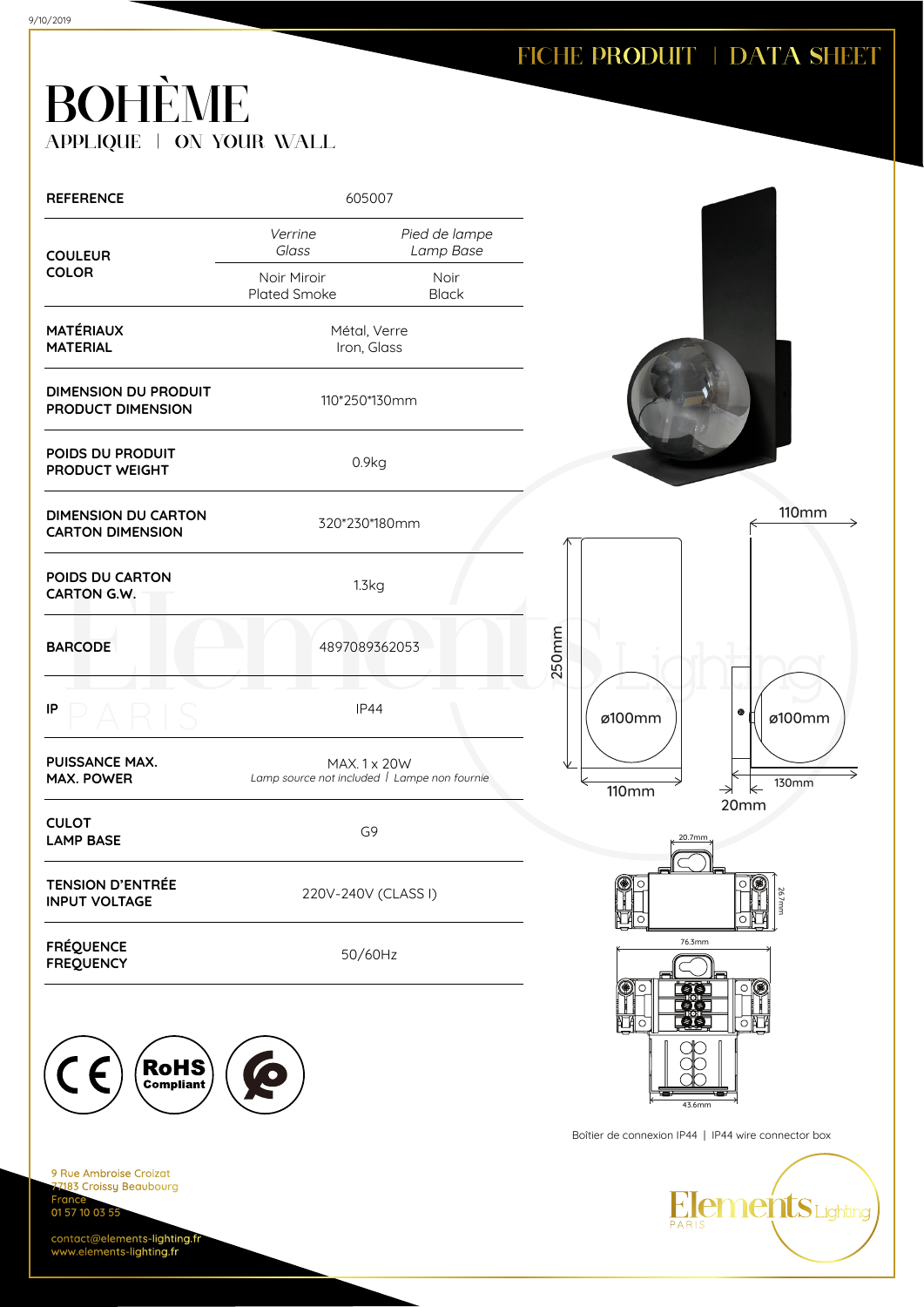9/10/2019

FICHE PRODUIT | DATA SHEET

# BOHÈME

APPLIQUE | ON YOUR WALL

| | | |
|---|---|---|
| **REFERENCE** | 605007 | |
| **COULEUR COLOR** | *Verrine Glass* | *Pied de lampe Lamp Base* |
| | Noir Miroir Plated Smoke | Noir Black |
| **MATÉRIAUX MATERIAL** | Métal, Verre Iron, Glass | |
| **DIMENSION DU PRODUIT PRODUCT DIMENSION** | 110*250*130mm | |
| **POIDS DU PRODUIT PRODUCT WEIGHT** | 0.9kg | |
| **DIMENSION DU CARTON CARTON DIMENSION** | 320*230*180mm | |
| **POIDS DU CARTON CARTON G.W.** | 1.3kg | |
| **BARCODE** | 4897089362053 | |
| **IP** | IP44 | |
| **PUISSANCE MAX. MAX. POWER** | MAX. 1 x 20W *Lamp source not included \| Lampe non fournie* | |
| **CULOT LAMP BASE** | G9 | |
| **TENSION D'ENTRÉE INPUT VOLTAGE** | 220V-240V (CLASS I) | |
| **FRÉQUENCE FREQUENCY** | 50/60Hz | |

250mm
ø100mm
110mm
110mm
ø100mm
130mm
20mm

20.7mm
26.7mm
76.3mm
43.6mm

Boîtier de connexion IP44 | IP44 wire connector box

RoHS Compliant

9 Rue Ambroise Croizat
77183 Croissy Beaubourg
France
01 57 10 03 55

contact@elements-lighting.fr
www.elements-lighting.fr

Elements Lighting PARIS